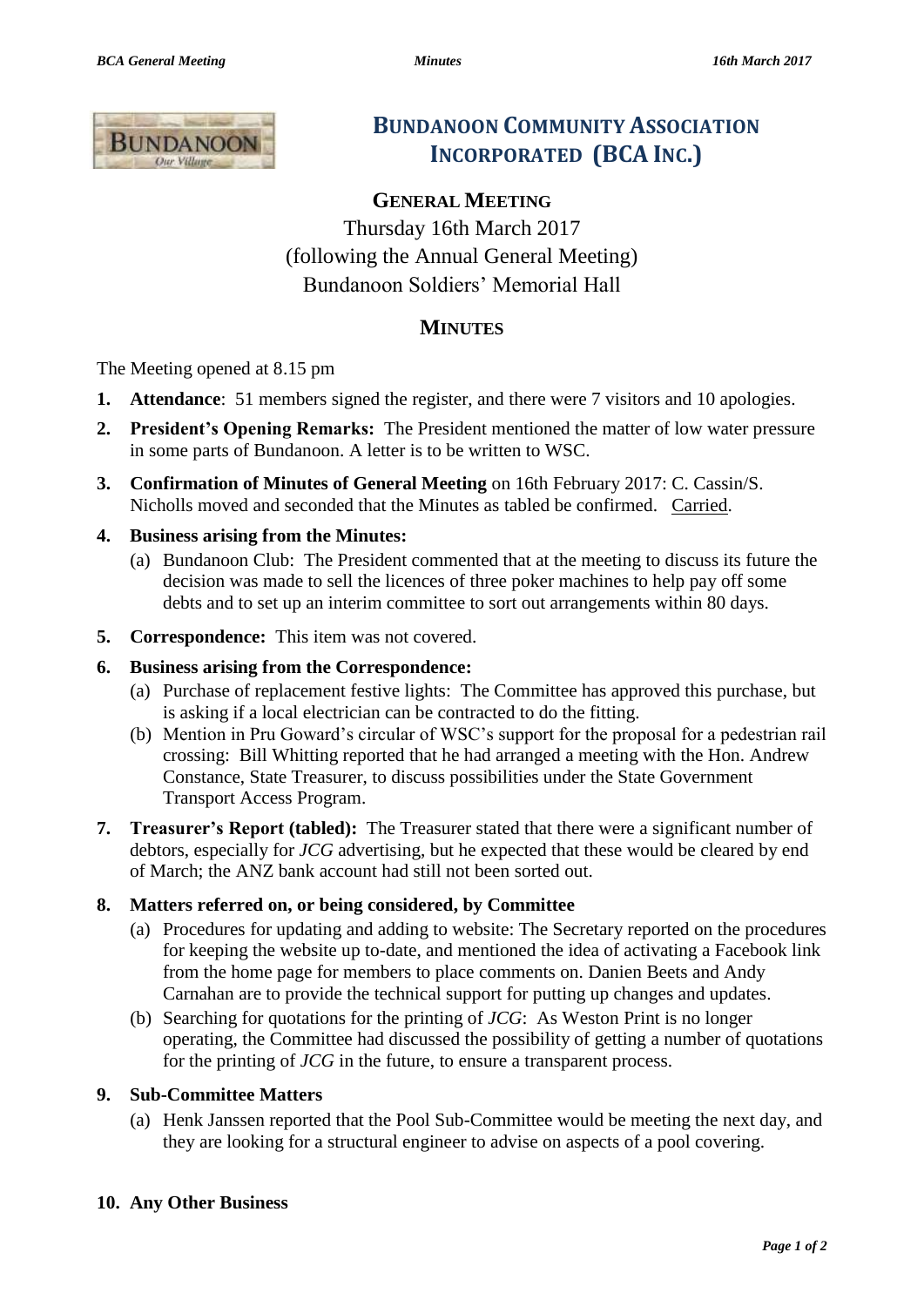# BUNDANOON COMMUNITY ASSOCIATION INCORPORATED (BCA INC.)

## GENERAL MEETING

Thursday 16th March 2017
(following the Annual General Meeting)
Bundanoon Soldiers' Memorial Hall

## MINUTES

The Meeting opened at 8.15 pm

1. **Attendance**: 51 members signed the register, and there were 7 visitors and 10 apologies.
2. **President's Opening Remarks:** The President mentioned the matter of low water pressure in some parts of Bundanoon. A letter is to be written to WSC.
3. **Confirmation of Minutes of General Meeting** on 16th February 2017: C. Cassin/S. Nicholls moved and seconded that the Minutes as tabled be confirmed. Carried.
4. **Business arising from the Minutes:**
   (a) Bundanoon Club: The President commented that at the meeting to discuss its future the decision was made to sell the licences of three poker machines to help pay off some debts and to set up an interim committee to sort out arrangements within 80 days.
5. **Correspondence:** This item was not covered.
6. **Business arising from the Correspondence:**
   (a) Purchase of replacement festive lights: The Committee has approved this purchase, but is asking if a local electrician can be contracted to do the fitting.
   (b) Mention in Pru Goward's circular of WSC's support for the proposal for a pedestrian rail crossing: Bill Whitting reported that he had arranged a meeting with the Hon. Andrew Constance, State Treasurer, to discuss possibilities under the State Government Transport Access Program.
7. **Treasurer's Report (tabled):** The Treasurer stated that there were a significant number of debtors, especially for *JCG* advertising, but he expected that these would be cleared by end of March; the ANZ bank account had still not been sorted out.
8. **Matters referred on, or being considered, by Committee**
   (a) Procedures for updating and adding to website: The Secretary reported on the procedures for keeping the website up to-date, and mentioned the idea of activating a Facebook link from the home page for members to place comments on. Danien Beets and Andy Carnahan are to provide the technical support for putting up changes and updates.
   (b) Searching for quotations for the printing of *JCG*: As Weston Print is no longer operating, the Committee had discussed the possibility of getting a number of quotations for the printing of *JCG* in the future, to ensure a transparent process.
9. **Sub-Committee Matters**
   (a) Henk Janssen reported that the Pool Sub-Committee would be meeting the next day, and they are looking for a structural engineer to advise on aspects of a pool covering.
10. **Any Other Business**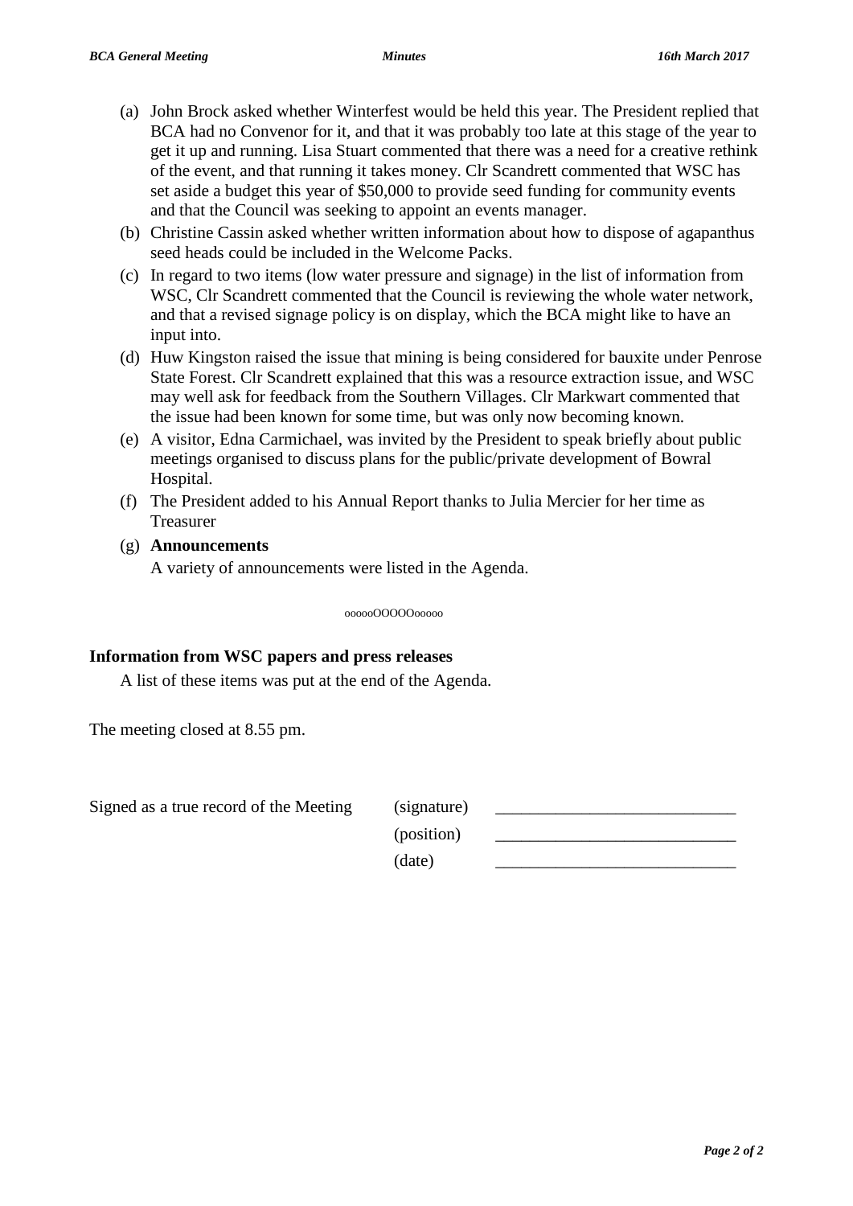(a) John Brock asked whether Winterfest would be held this year. The President replied that BCA had no Convenor for it, and that it was probably too late at this stage of the year to get it up and running. Lisa Stuart commented that there was a need for a creative rethink of the event, and that running it takes money. Clr Scandrett commented that WSC has set aside a budget this year of $50,000 to provide seed funding for community events and that the Council was seeking to appoint an events manager.

(b) Christine Cassin asked whether written information about how to dispose of agapanthus seed heads could be included in the Welcome Packs.

(c) In regard to two items (low water pressure and signage) in the list of information from WSC, Clr Scandrett commented that the Council is reviewing the whole water network, and that a revised signage policy is on display, which the BCA might like to have an input into.

(d) Huw Kingston raised the issue that mining is being considered for bauxite under Penrose State Forest. Clr Scandrett explained that this was a resource extraction issue, and WSC may well ask for feedback from the Southern Villages. Clr Markwart commented that the issue had been known for some time, but was only now becoming known.

(e) A visitor, Edna Carmichael, was invited by the President to speak briefly about public meetings organised to discuss plans for the public/private development of Bowral Hospital.

(f) The President added to his Annual Report thanks to Julia Mercier for her time as Treasurer

(g) **Announcements**

A variety of announcements were listed in the Agenda.

oooooOOOOOooooo

**Information from WSC papers and press releases**

A list of these items was put at the end of the Agenda.

The meeting closed at 8.55 pm.

Signed as a true record of the Meeting (signature) ___________________________

(position) ___________________________

(date) ___________________________